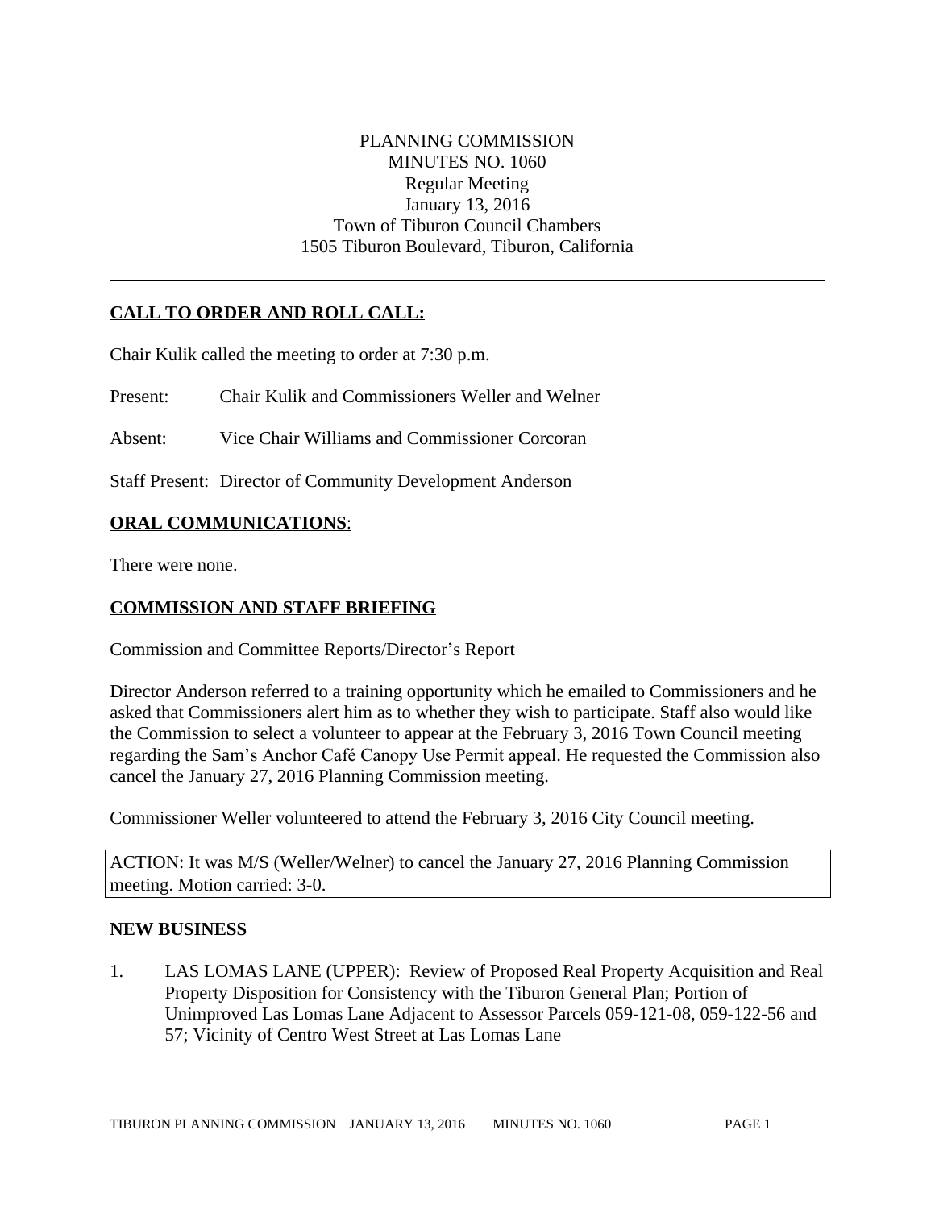PLANNING COMMISSION
MINUTES NO. 1060
Regular Meeting
January 13, 2016
Town of Tiburon Council Chambers
1505 Tiburon Boulevard, Tiburon, California

---

## CALL TO ORDER AND ROLL CALL:

Chair Kulik called the meeting to order at 7:30 p.m.

Present: Chair Kulik and Commissioners Weller and Welner

Absent: Vice Chair Williams and Commissioner Corcoran

Staff Present: Director of Community Development Anderson

## ORAL COMMUNICATIONS:

There were none.

## COMMISSION AND STAFF BRIEFING

Commission and Committee Reports/Director's Report

Director Anderson referred to a training opportunity which he emailed to Commissioners and he asked that Commissioners alert him as to whether they wish to participate. Staff also would like the Commission to select a volunteer to appear at the February 3, 2016 Town Council meeting regarding the Sam's Anchor Café Canopy Use Permit appeal. He requested the Commission also cancel the January 27, 2016 Planning Commission meeting.

Commissioner Weller volunteered to attend the February 3, 2016 City Council meeting.

> ACTION: It was M/S (Weller/Welner) to cancel the January 27, 2016 Planning Commission meeting. Motion carried: 3-0.

## NEW BUSINESS

1. LAS LOMAS LANE (UPPER): Review of Proposed Real Property Acquisition and Real Property Disposition for Consistency with the Tiburon General Plan; Portion of Unimproved Las Lomas Lane Adjacent to Assessor Parcels 059-121-08, 059-122-56 and 57; Vicinity of Centro West Street at Las Lomas Lane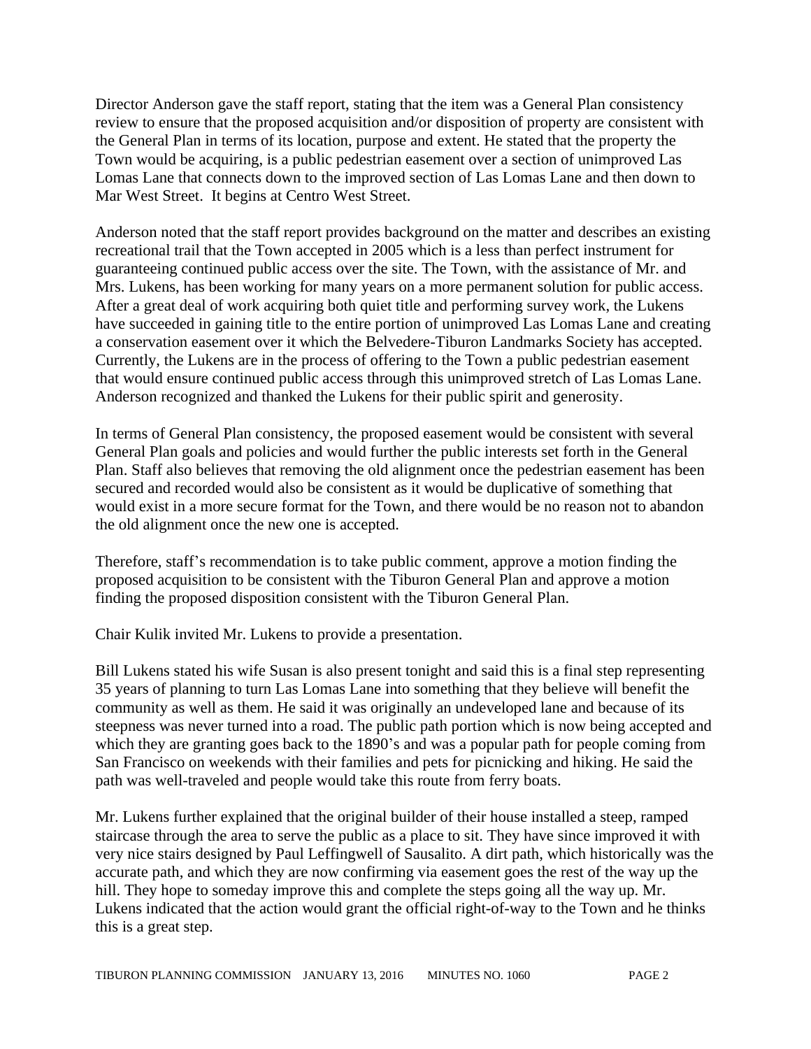Director Anderson gave the staff report, stating that the item was a General Plan consistency review to ensure that the proposed acquisition and/or disposition of property are consistent with the General Plan in terms of its location, purpose and extent. He stated that the property the Town would be acquiring, is a public pedestrian easement over a section of unimproved Las Lomas Lane that connects down to the improved section of Las Lomas Lane and then down to Mar West Street. It begins at Centro West Street.

Anderson noted that the staff report provides background on the matter and describes an existing recreational trail that the Town accepted in 2005 which is a less than perfect instrument for guaranteeing continued public access over the site. The Town, with the assistance of Mr. and Mrs. Lukens, has been working for many years on a more permanent solution for public access. After a great deal of work acquiring both quiet title and performing survey work, the Lukens have succeeded in gaining title to the entire portion of unimproved Las Lomas Lane and creating a conservation easement over it which the Belvedere-Tiburon Landmarks Society has accepted. Currently, the Lukens are in the process of offering to the Town a public pedestrian easement that would ensure continued public access through this unimproved stretch of Las Lomas Lane. Anderson recognized and thanked the Lukens for their public spirit and generosity.

In terms of General Plan consistency, the proposed easement would be consistent with several General Plan goals and policies and would further the public interests set forth in the General Plan. Staff also believes that removing the old alignment once the pedestrian easement has been secured and recorded would also be consistent as it would be duplicative of something that would exist in a more secure format for the Town, and there would be no reason not to abandon the old alignment once the new one is accepted.

Therefore, staff's recommendation is to take public comment, approve a motion finding the proposed acquisition to be consistent with the Tiburon General Plan and approve a motion finding the proposed disposition consistent with the Tiburon General Plan.

Chair Kulik invited Mr. Lukens to provide a presentation.

Bill Lukens stated his wife Susan is also present tonight and said this is a final step representing 35 years of planning to turn Las Lomas Lane into something that they believe will benefit the community as well as them. He said it was originally an undeveloped lane and because of its steepness was never turned into a road. The public path portion which is now being accepted and which they are granting goes back to the 1890's and was a popular path for people coming from San Francisco on weekends with their families and pets for picnicking and hiking. He said the path was well-traveled and people would take this route from ferry boats.

Mr. Lukens further explained that the original builder of their house installed a steep, ramped staircase through the area to serve the public as a place to sit. They have since improved it with very nice stairs designed by Paul Leffingwell of Sausalito. A dirt path, which historically was the accurate path, and which they are now confirming via easement goes the rest of the way up the hill. They hope to someday improve this and complete the steps going all the way up. Mr. Lukens indicated that the action would grant the official right-of-way to the Town and he thinks this is a great step.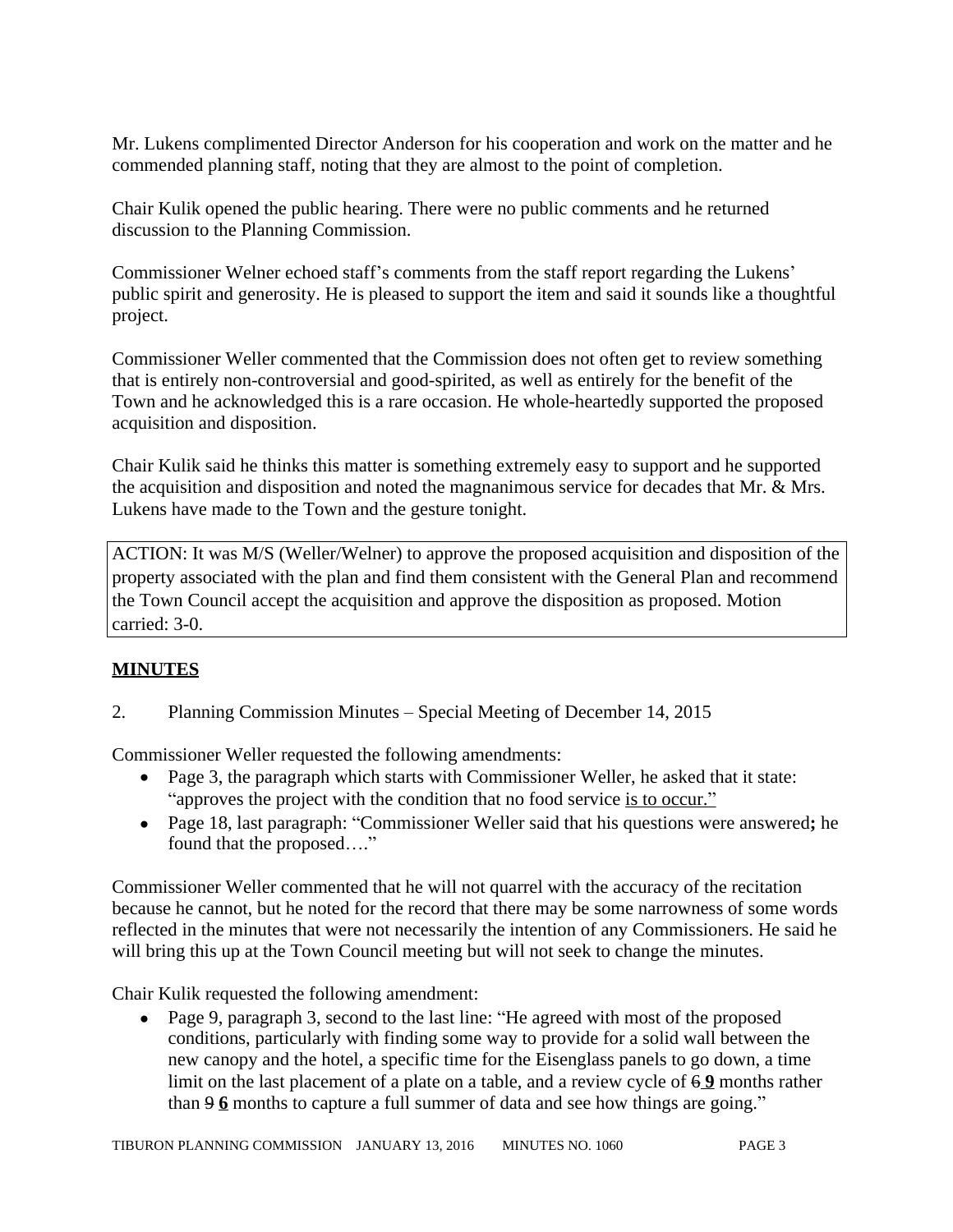Mr. Lukens complimented Director Anderson for his cooperation and work on the matter and he commended planning staff, noting that they are almost to the point of completion.

Chair Kulik opened the public hearing. There were no public comments and he returned discussion to the Planning Commission.

Commissioner Welner echoed staff's comments from the staff report regarding the Lukens' public spirit and generosity. He is pleased to support the item and said it sounds like a thoughtful project.

Commissioner Weller commented that the Commission does not often get to review something that is entirely non-controversial and good-spirited, as well as entirely for the benefit of the Town and he acknowledged this is a rare occasion. He whole-heartedly supported the proposed acquisition and disposition.

Chair Kulik said he thinks this matter is something extremely easy to support and he supported the acquisition and disposition and noted the magnanimous service for decades that Mr. & Mrs. Lukens have made to the Town and the gesture tonight.

ACTION: It was M/S (Weller/Welner) to approve the proposed acquisition and disposition of the property associated with the plan and find them consistent with the General Plan and recommend the Town Council accept the acquisition and approve the disposition as proposed. Motion carried: 3-0.

## MINUTES

2. Planning Commission Minutes – Special Meeting of December 14, 2015

Commissioner Weller requested the following amendments:

- Page 3, the paragraph which starts with Commissioner Weller, he asked that it state: "approves the project with the condition that no food service <u>is to occur.</u>"
- Page 18, last paragraph: "Commissioner Weller said that his questions were answered**;** he found that the proposed…."

Commissioner Weller commented that he will not quarrel with the accuracy of the recitation because he cannot, but he noted for the record that there may be some narrowness of some words reflected in the minutes that were not necessarily the intention of any Commissioners. He said he will bring this up at the Town Council meeting but will not seek to change the minutes.

Chair Kulik requested the following amendment:

- Page 9, paragraph 3, second to the last line: "He agreed with most of the proposed conditions, particularly with finding some way to provide for a solid wall between the new canopy and the hotel, a specific time for the Eisenglass panels to go down, a time limit on the last placement of a plate on a table, and a review cycle of ~~6~~ **9** months rather than ~~9~~ **6** months to capture a full summer of data and see how things are going."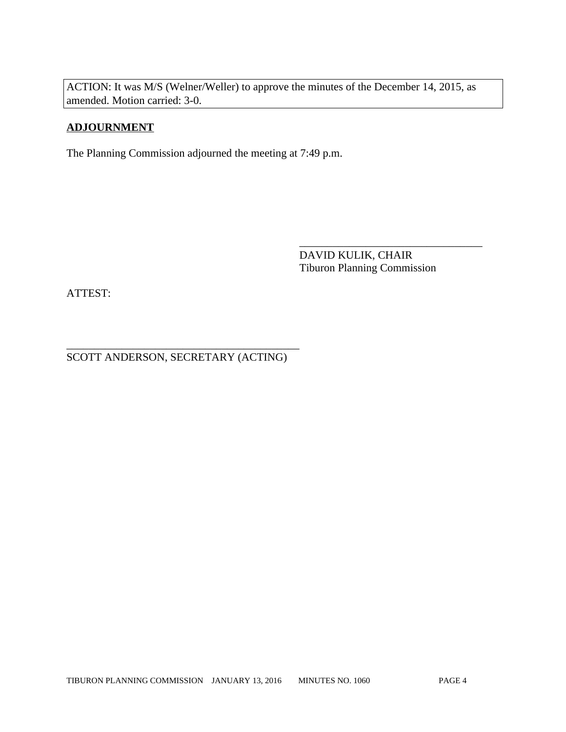ACTION: It was M/S (Welner/Weller) to approve the minutes of the December 14, 2015, as amended. Motion carried: 3-0.

**ADJOURNMENT**

The Planning Commission adjourned the meeting at 7:49 p.m.

\_\_\_\_\_\_\_\_\_\_\_\_\_\_\_\_\_\_\_\_\_\_\_\_\_\_\_\_\_\_\_\_\_\_
DAVID KULIK, CHAIR
Tiburon Planning Commission

ATTEST:

\_\_\_\_\_\_\_\_\_\_\_\_\_\_\_\_\_\_\_\_\_\_\_\_\_\_\_\_\_\_\_\_\_\_\_\_\_\_\_\_\_\_
SCOTT ANDERSON, SECRETARY (ACTING)